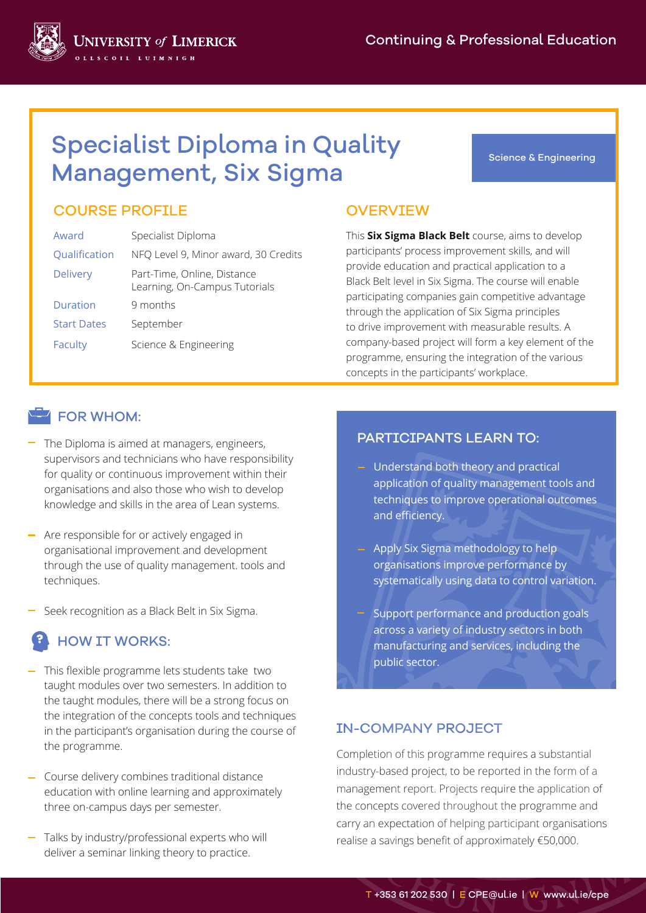# Specialist Diploma in Quality Management, Six Sigma

Science & Engineering

## COURSE PROFILE

| | |
|---|---|
| Award | Specialist Diploma |
| Qualification | NFQ Level 9, Minor award, 30 Credits |
| Delivery | Part-Time, Online, Distance Learning, On-Campus Tutorials |
| Duration | 9 months |
| Start Dates | September |
| Faculty | Science & Engineering |

## OVERVIEW

This **Six Sigma Black Belt** course, aims to develop participants' process improvement skills, and will provide education and practical application to a Black Belt level in Six Sigma. The course will enable participating companies gain competitive advantage through the application of Six Sigma principles to drive improvement with measurable results. A company-based project will form a key element of the programme, ensuring the integration of the various concepts in the participants' workplace.

## FOR WHOM:

- The Diploma is aimed at managers, engineers, supervisors and technicians who have responsibility for quality or continuous improvement within their organisations and also those who wish to develop knowledge and skills in the area of Lean systems.
- Are responsible for or actively engaged in organisational improvement and development through the use of quality management. tools and techniques.
- Seek recognition as a Black Belt in Six Sigma.

## HOW IT WORKS:

- This flexible programme lets students take two taught modules over two semesters. In addition to the taught modules, there will be a strong focus on the integration of the concepts tools and techniques in the participant's organisation during the course of the programme.
- Course delivery combines traditional distance education with online learning and approximately three on-campus days per semester.
- Talks by industry/professional experts who will deliver a seminar linking theory to practice.

## PARTICIPANTS LEARN TO:

- Understand both theory and practical application of quality management tools and techniques to improve operational outcomes and efficiency.
- Apply Six Sigma methodology to help organisations improve performance by systematically using data to control variation.
- Support performance and production goals across a variety of industry sectors in both manufacturing and services, including the public sector.

## IN-COMPANY PROJECT

Completion of this programme requires a substantial industry-based project, to be reported in the form of a management report. Projects require the application of the concepts covered throughout the programme and carry an expectation of helping participant organisations realise a savings benefit of approximately €50,000.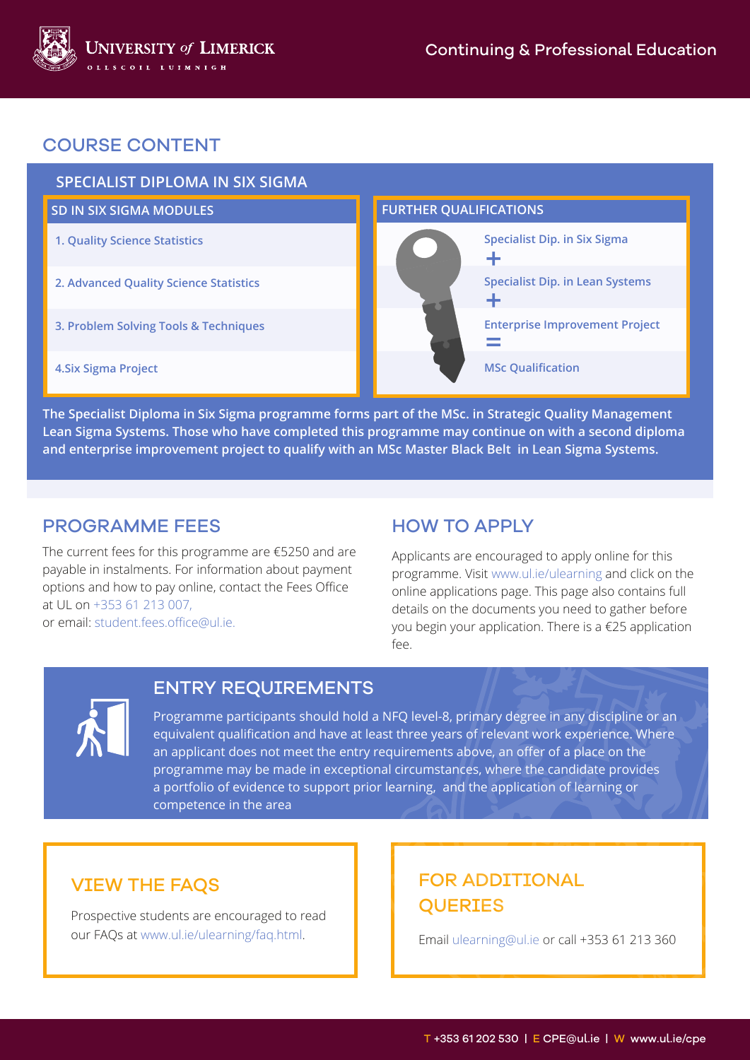## COURSE CONTENT

### SPECIALIST DIPLOMA IN SIX SIGMA

**SD IN SIX SIGMA MODULES**

1. Quality Science Statistics
2. Advanced Quality Science Statistics
3. Problem Solving Tools & Techniques
4. Six Sigma Project

**FURTHER QUALIFICATIONS**

Specialist Dip. in Six Sigma
+
Specialist Dip. in Lean Systems
+
Enterprise Improvement Project
=
MSc Qualification

**The Specialist Diploma in Six Sigma programme forms part of the MSc. in Strategic Quality Management Lean Sigma Systems. Those who have completed this programme may continue on with a second diploma and enterprise improvement project to qualify with an MSc Master Black Belt in Lean Sigma Systems.**

## PROGRAMME FEES

The current fees for this programme are €5250 and are payable in instalments. For information about payment options and how to pay online, contact the Fees Office at UL on +353 61 213 007,
or email: student.fees.office@ul.ie.

## HOW TO APPLY

Applicants are encouraged to apply online for this programme. Visit www.ul.ie/ulearning and click on the online applications page. This page also contains full details on the documents you need to gather before you begin your application. There is a €25 application fee.

## ENTRY REQUIREMENTS

Programme participants should hold a NFQ level-8, primary degree in any discipline or an equivalent qualification and have at least three years of relevant work experience. Where an applicant does not meet the entry requirements above, an offer of a place on the programme may be made in exceptional circumstances, where the candidate provides a portfolio of evidence to support prior learning, and the application of learning or competence in the area

## VIEW THE FAQS

Prospective students are encouraged to read our FAQs at www.ul.ie/ulearning/faq.html.

## FOR ADDITIONAL QUERIES

Email ulearning@ul.ie or call +353 61 213 360